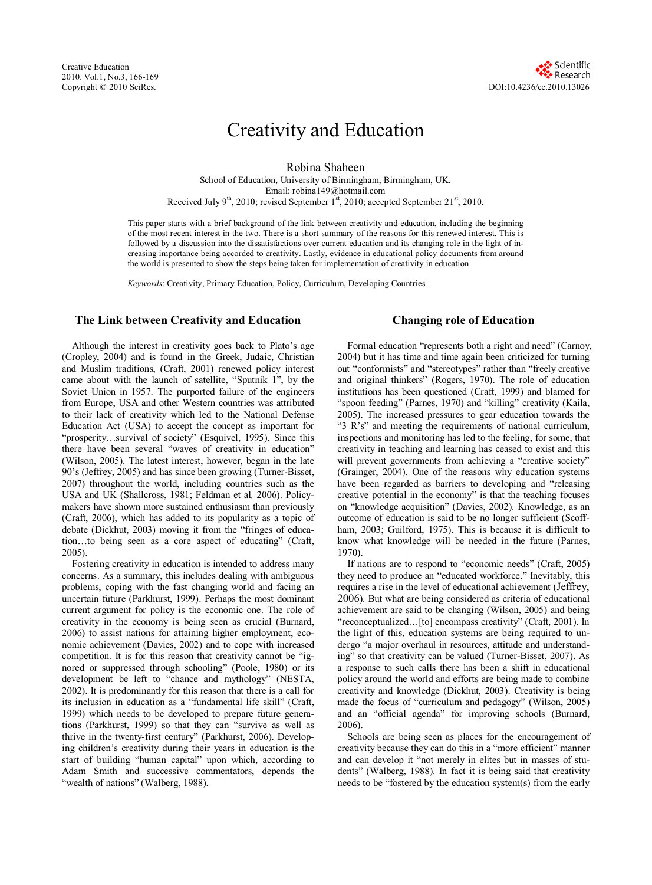# Creativity and Education

Robina Shaheen

School of Education, University of Birmingham, Birmingham, UK.
Email: robina149@hotmail.com
Received July 9th, 2010; revised September 1st, 2010; accepted September 21st, 2010.

This paper starts with a brief background of the link between creativity and education, including the beginning of the most recent interest in the two. There is a short summary of the reasons for this renewed interest. This is followed by a discussion into the dissatisfactions over current education and its changing role in the light of increasing importance being accorded to creativity. Lastly, evidence in educational policy documents from around the world is presented to show the steps being taken for implementation of creativity in education.

*Keywords*: Creativity, Primary Education, Policy, Curriculum, Developing Countries

## The Link between Creativity and Education

Although the interest in creativity goes back to Plato's age (Cropley, 2004) and is found in the Greek, Judaic, Christian and Muslim traditions, (Craft, 2001) renewed policy interest came about with the launch of satellite, "Sputnik 1", by the Soviet Union in 1957. The purported failure of the engineers from Europe, USA and other Western countries was attributed to their lack of creativity which led to the National Defense Education Act (USA) to accept the concept as important for "prosperity…survival of society" (Esquivel, 1995). Since this there have been several "waves of creativity in education" (Wilson, 2005). The latest interest, however, began in the late 90's (Jeffrey, 2005) and has since been growing (Turner-Bisset, 2007) throughout the world, including countries such as the USA and UK (Shallcross, 1981; Feldman et al*,* 2006). Policy-makers have shown more sustained enthusiasm than previously (Craft, 2006), which has added to its popularity as a topic of debate (Dickhut, 2003) moving it from the "fringes of education…to being seen as a core aspect of educating" (Craft, 2005).

Fostering creativity in education is intended to address many concerns. As a summary, this includes dealing with ambiguous problems, coping with the fast changing world and facing an uncertain future (Parkhurst, 1999). Perhaps the most dominant current argument for policy is the economic one. The role of creativity in the economy is being seen as crucial (Burnard, 2006) to assist nations for attaining higher employment, economic achievement (Davies, 2002) and to cope with increased competition. It is for this reason that creativity cannot be "ignored or suppressed through schooling" (Poole, 1980) or its development be left to "chance and mythology" (NESTA, 2002). It is predominantly for this reason that there is a call for its inclusion in education as a "fundamental life skill" (Craft, 1999) which needs to be developed to prepare future generations (Parkhurst, 1999) so that they can "survive as well as thrive in the twenty-first century" (Parkhurst, 2006). Developing children's creativity during their years in education is the start of building "human capital" upon which, according to Adam Smith and successive commentators, depends the "wealth of nations" (Walberg, 1988).

## Changing role of Education

Formal education "represents both a right and need" (Carnoy, 2004) but it has time and time again been criticized for turning out "conformists" and "stereotypes" rather than "freely creative and original thinkers" (Rogers, 1970). The role of education institutions has been questioned (Craft, 1999) and blamed for "spoon feeding" (Parnes, 1970) and "killing" creativity (Kaila, 2005). The increased pressures to gear education towards the "3 R's" and meeting the requirements of national curriculum, inspections and monitoring has led to the feeling, for some, that creativity in teaching and learning has ceased to exist and this will prevent governments from achieving a "creative society" (Grainger, 2004). One of the reasons why education systems have been regarded as barriers to developing and "releasing creative potential in the economy" is that the teaching focuses on "knowledge acquisition" (Davies, 2002). Knowledge, as an outcome of education is said to be no longer sufficient (Scoffham, 2003; Guilford, 1975). This is because it is difficult to know what knowledge will be needed in the future (Parnes, 1970).

If nations are to respond to "economic needs" (Craft, 2005) they need to produce an "educated workforce." Inevitably, this requires a rise in the level of educational achievement (Jeffrey, 2006). But what are being considered as criteria of educational achievement are said to be changing (Wilson, 2005) and being "reconceptualized…[to] encompass creativity" (Craft, 2001). In the light of this, education systems are being required to undergo "a major overhaul in resources, attitude and understanding" so that creativity can be valued (Turner-Bisset, 2007). As a response to such calls there has been a shift in educational policy around the world and efforts are being made to combine creativity and knowledge (Dickhut, 2003). Creativity is being made the focus of "curriculum and pedagogy" (Wilson, 2005) and an "official agenda" for improving schools (Burnard, 2006).

Schools are being seen as places for the encouragement of creativity because they can do this in a "more efficient" manner and can develop it "not merely in elites but in masses of students" (Walberg, 1988). In fact it is being said that creativity needs to be "fostered by the education system(s) from the early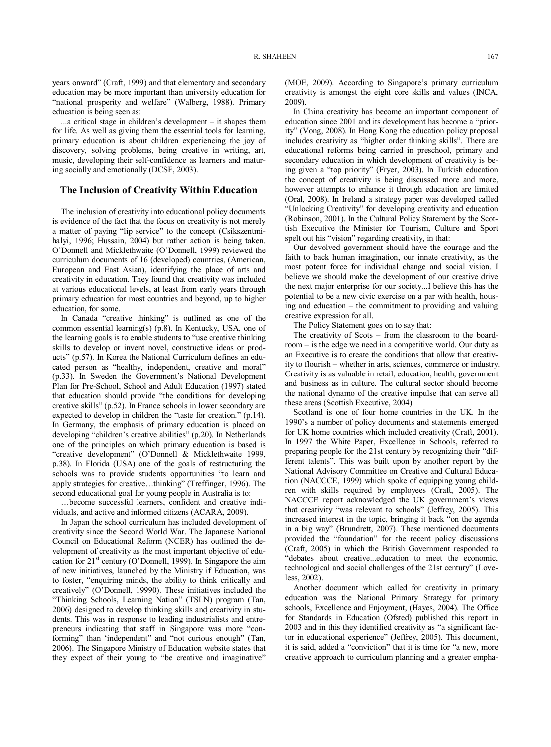years onward" (Craft, 1999) and that elementary and secondary education may be more important than university education for "national prosperity and welfare" (Walberg, 1988). Primary education is being seen as:

...a critical stage in children's development – it shapes them for life. As well as giving them the essential tools for learning, primary education is about children experiencing the joy of discovery, solving problems, being creative in writing, art, music, developing their self-confidence as learners and maturing socially and emotionally (DCSF, 2003).

## The Inclusion of Creativity Within Education

The inclusion of creativity into educational policy documents is evidence of the fact that the focus on creativity is not merely a matter of paying "lip service" to the concept (Csikszentmihalyi, 1996; Hussain, 2004) but rather action is being taken. O'Donnell and Micklethwaite (O'Donnell, 1999) reviewed the curriculum documents of 16 (developed) countries, (American, European and East Asian), identifying the place of arts and creativity in education. They found that creativity was included at various educational levels, at least from early years through primary education for most countries and beyond, up to higher education, for some.

In Canada "creative thinking" is outlined as one of the common essential learning(s) (p.8). In Kentucky, USA, one of the learning goals is to enable students to "use creative thinking skills to develop or invent novel, constructive ideas or products" (p.57). In Korea the National Curriculum defines an educated person as "healthy, independent, creative and moral" (p.33). In Sweden the Government's National Development Plan for Pre-School, School and Adult Education (1997) stated that education should provide "the conditions for developing creative skills" (p.52). In France schools in lower secondary are expected to develop in children the "taste for creation." (p.14). In Germany, the emphasis of primary education is placed on developing "children's creative abilities" (p.20). In Netherlands one of the principles on which primary education is based is "creative development" (O'Donnell & Micklethwaite 1999, p.38). In Florida (USA) one of the goals of restructuring the schools was to provide students opportunities "to learn and apply strategies for creative…thinking" (Treffinger, 1996). The second educational goal for young people in Australia is to:

…become successful learners, confident and creative individuals, and active and informed citizens (ACARA, 2009).

In Japan the school curriculum has included development of creativity since the Second World War. The Japanese National Council on Educational Reform (NCER) has outlined the development of creativity as the most important objective of education for 21st century (O'Donnell, 1999). In Singapore the aim of new initiatives, launched by the Ministry if Education, was to foster, "enquiring minds, the ability to think critically and creatively" (O'Donnell, 19990). These initiatives included the "Thinking Schools, Learning Nation" (TSLN) program (Tan, 2006) designed to develop thinking skills and creativity in students. This was in response to leading industrialists and entrepreneurs indicating that staff in Singapore was more "conforming" than 'independent" and "not curious enough" (Tan, 2006). The Singapore Ministry of Education website states that they expect of their young to "be creative and imaginative" (MOE, 2009). According to Singapore's primary curriculum creativity is amongst the eight core skills and values (INCA, 2009).

In China creativity has become an important component of education since 2001 and its development has become a "priority" (Vong, 2008). In Hong Kong the education policy proposal includes creativity as "higher order thinking skills". There are educational reforms being carried in preschool, primary and secondary education in which development of creativity is being given a "top priority" (Fryer, 2003). In Turkish education the concept of creativity is being discussed more and more, however attempts to enhance it through education are limited (Oral, 2008). In Ireland a strategy paper was developed called "Unlocking Creativity" for developing creativity and education (Robinson, 2001). In the Cultural Policy Statement by the Scottish Executive the Minister for Tourism, Culture and Sport spelt out his "vision" regarding creativity, in that:

Our devolved government should have the courage and the faith to back human imagination, our innate creativity, as the most potent force for individual change and social vision. I believe we should make the development of our creative drive the next major enterprise for our society...I believe this has the potential to be a new civic exercise on a par with health, housing and education – the commitment to providing and valuing creative expression for all.

The Policy Statement goes on to say that:

The creativity of Scots – from the classroom to the boardroom – is the edge we need in a competitive world. Our duty as an Executive is to create the conditions that allow that creativity to flourish – whether in arts, sciences, commerce or industry. Creativity is as valuable in retail, education, health, government and business as in culture. The cultural sector should become the national dynamo of the creative impulse that can serve all these areas (Scottish Executive, 2004).

Scotland is one of four home countries in the UK. In the 1990's a number of policy documents and statements emerged for UK home countries which included creativity (Craft, 2001). In 1997 the White Paper, Excellence in Schools, referred to preparing people for the 21st century by recognizing their "different talents". This was built upon by another report by the National Advisory Committee on Creative and Cultural Education (NACCCE, 1999) which spoke of equipping young children with skills required by employees (Craft, 2005). The NACCCE report acknowledged the UK government's views that creativity "was relevant to schools" (Jeffrey, 2005). This increased interest in the topic, bringing it back "on the agenda in a big way" (Brundrett, 2007). These mentioned documents provided the "foundation" for the recent policy discussions (Craft, 2005) in which the British Government responded to "debates about creative...education to meet the economic, technological and social challenges of the 21st century" (Loveless, 2002).

Another document which called for creativity in primary education was the National Primary Strategy for primary schools, Excellence and Enjoyment, (Hayes, 2004). The Office for Standards in Education (Ofsted) published this report in 2003 and in this they identified creativity as "a significant factor in educational experience" (Jeffrey, 2005). This document, it is said, added a "conviction" that it is time for "a new, more creative approach to curriculum planning and a greater empha-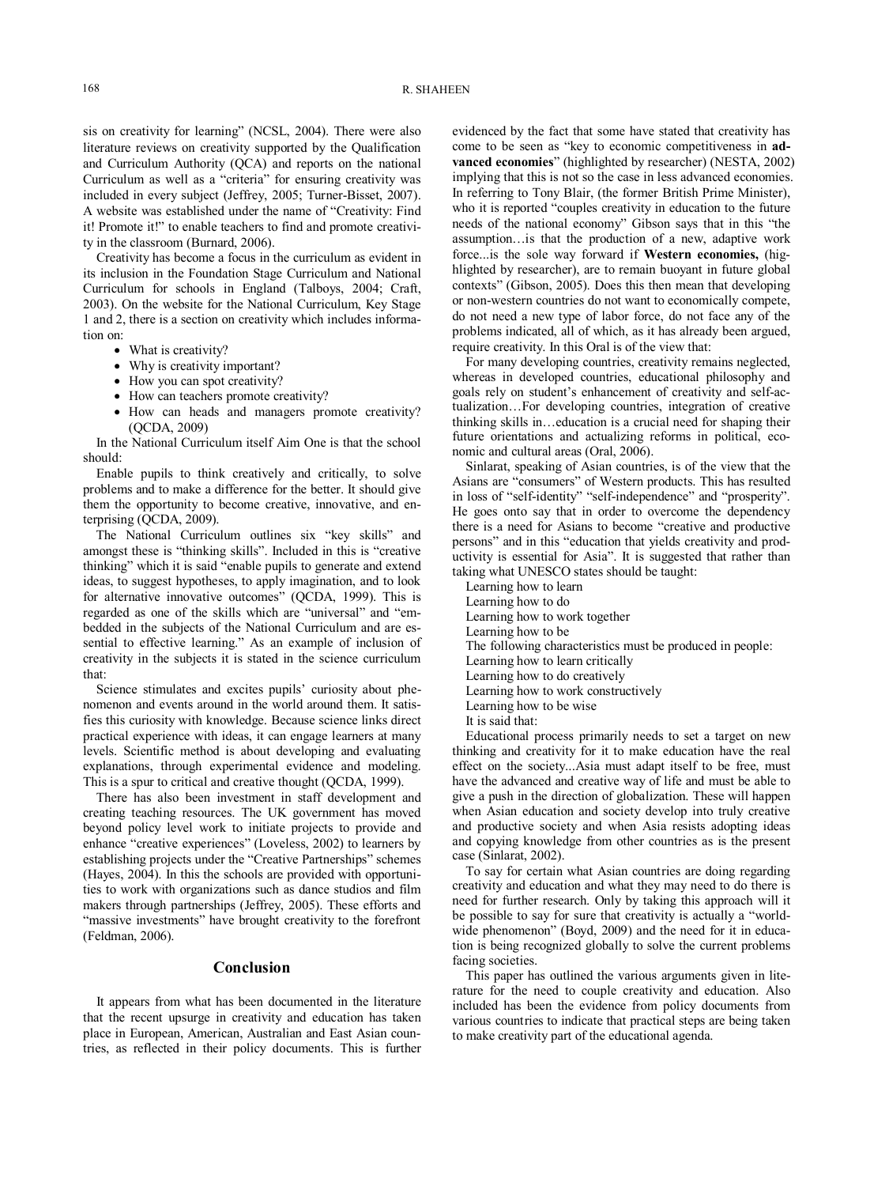sis on creativity for learning" (NCSL, 2004). There were also literature reviews on creativity supported by the Qualification and Curriculum Authority (QCA) and reports on the national Curriculum as well as a "criteria" for ensuring creativity was included in every subject (Jeffrey, 2005; Turner-Bisset, 2007). A website was established under the name of "Creativity: Find it! Promote it!" to enable teachers to find and promote creativity in the classroom (Burnard, 2006).

Creativity has become a focus in the curriculum as evident in its inclusion in the Foundation Stage Curriculum and National Curriculum for schools in England (Talboys, 2004; Craft, 2003). On the website for the National Curriculum, Key Stage 1 and 2, there is a section on creativity which includes information on:

- What is creativity?
- Why is creativity important?
- How you can spot creativity?
- How can teachers promote creativity?
- How can heads and managers promote creativity? (QCDA, 2009)

In the National Curriculum itself Aim One is that the school should:

Enable pupils to think creatively and critically, to solve problems and to make a difference for the better. It should give them the opportunity to become creative, innovative, and enterprising (QCDA, 2009).

The National Curriculum outlines six "key skills" and amongst these is "thinking skills". Included in this is "creative thinking" which it is said "enable pupils to generate and extend ideas, to suggest hypotheses, to apply imagination, and to look for alternative innovative outcomes" (QCDA, 1999). This is regarded as one of the skills which are "universal" and "embedded in the subjects of the National Curriculum and are essential to effective learning." As an example of inclusion of creativity in the subjects it is stated in the science curriculum that:

Science stimulates and excites pupils' curiosity about phenomenon and events around in the world around them. It satisfies this curiosity with knowledge. Because science links direct practical experience with ideas, it can engage learners at many levels. Scientific method is about developing and evaluating explanations, through experimental evidence and modeling. This is a spur to critical and creative thought (QCDA, 1999).

There has also been investment in staff development and creating teaching resources. The UK government has moved beyond policy level work to initiate projects to provide and enhance "creative experiences" (Loveless, 2002) to learners by establishing projects under the "Creative Partnerships" schemes (Hayes, 2004). In this the schools are provided with opportunities to work with organizations such as dance studios and film makers through partnerships (Jeffrey, 2005). These efforts and "massive investments" have brought creativity to the forefront (Feldman, 2006).

## Conclusion

It appears from what has been documented in the literature that the recent upsurge in creativity and education has taken place in European, American, Australian and East Asian countries, as reflected in their policy documents. This is further evidenced by the fact that some have stated that creativity has come to be seen as "key to economic competitiveness in **advanced economies**" (highlighted by researcher) (NESTA, 2002) implying that this is not so the case in less advanced economies. In referring to Tony Blair, (the former British Prime Minister), who it is reported "couples creativity in education to the future needs of the national economy" Gibson says that in this "the assumption…is that the production of a new, adaptive work force...is the sole way forward if **Western economies,** (highlighted by researcher), are to remain buoyant in future global contexts" (Gibson, 2005). Does this then mean that developing or non-western countries do not want to economically compete, do not need a new type of labor force, do not face any of the problems indicated, all of which, as it has already been argued, require creativity. In this Oral is of the view that:

For many developing countries, creativity remains neglected, whereas in developed countries, educational philosophy and goals rely on student's enhancement of creativity and self-actualization…For developing countries, integration of creative thinking skills in…education is a crucial need for shaping their future orientations and actualizing reforms in political, economic and cultural areas (Oral, 2006).

Sinlarat, speaking of Asian countries, is of the view that the Asians are "consumers" of Western products. This has resulted in loss of "self-identity" "self-independence" and "prosperity". He goes onto say that in order to overcome the dependency there is a need for Asians to become "creative and productive persons" and in this "education that yields creativity and productivity is essential for Asia". It is suggested that rather than taking what UNESCO states should be taught:

Learning how to learn
Learning how to do
Learning how to work together
Learning how to be
The following characteristics must be produced in people:
Learning how to learn critically
Learning how to do creatively
Learning how to work constructively
Learning how to be wise
It is said that:

Educational process primarily needs to set a target on new thinking and creativity for it to make education have the real effect on the society...Asia must adapt itself to be free, must have the advanced and creative way of life and must be able to give a push in the direction of globalization. These will happen when Asian education and society develop into truly creative and productive society and when Asia resists adopting ideas and copying knowledge from other countries as is the present case (Sinlarat, 2002).

To say for certain what Asian countries are doing regarding creativity and education and what they may need to do there is need for further research. Only by taking this approach will it be possible to say for sure that creativity is actually a "worldwide phenomenon" (Boyd, 2009) and the need for it in education is being recognized globally to solve the current problems facing societies.

This paper has outlined the various arguments given in literature for the need to couple creativity and education. Also included has been the evidence from policy documents from various countries to indicate that practical steps are being taken to make creativity part of the educational agenda.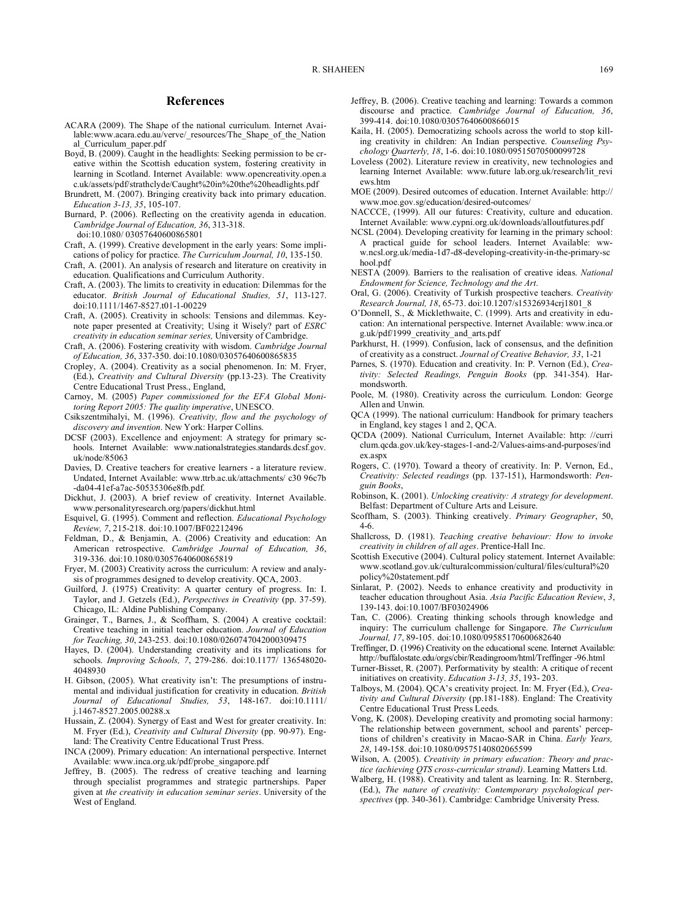## References

ACARA (2009). The Shape of the national curriculum. Internet Available:www.acara.edu.au/verve/_resources/The_Shape_of_the_National_Curriculum_paper.pdf

Boyd, B. (2009). Caught in the headlights: Seeking permission to be creative within the Scottish education system, fostering creativity in learning in Scotland. Internet Available: www.opencreativity.open.ac.uk/assets/pdf/strathclyde/Caught%20in%20the%20headlights.pdf

Brundrett, M. (2007). Bringing creativity back into primary education. *Education 3-13, 35*, 105-107.

Burnard, P. (2006). Reflecting on the creativity agenda in education. *Cambridge Journal of Education, 36*, 313-318. doi:10.1080/ 03057640600865801

Craft, A. (1999). Creative development in the early years: Some implications of policy for practice. *The Curriculum Journal, 10*, 135-150.

Craft, A. (2001). An analysis of research and literature on creativity in education. Qualifications and Curriculum Authority.

Craft, A. (2003). The limits to creativity in education: Dilemmas for the educator. *British Journal of Educational Studies, 51*, 113-127. doi:10.1111/1467-8527.t01-1-00229

Craft, A. (2005). Creativity in schools: Tensions and dilemmas. Keynote paper presented at Creativity; Using it Wisely? part of *ESRC creativity in education seminar series,* University of Cambridge.

Craft, A. (2006). Fostering creativity with wisdom. *Cambridge Journal of Education, 36*, 337-350. doi:10.1080/03057640600865835

Cropley, A. (2004). Creativity as a social phenomenon. In: M. Fryer, (Ed.), *Creativity and Cultural Diversity* (pp.13-23). The Creativity Centre Educational Trust Press., England,

Carnoy, M. (2005) *Paper commissioned for the EFA Global Monitoring Report 2005: The quality imperative*, UNESCO.

Csikszentmihalyi, M. (1996). *Creativity, flow and the psychology of discovery and invention*. New York: Harper Collins.

DCSF (2003). Excellence and enjoyment: A strategy for primary schools. Internet Available: www.nationalstrategies.standards.dcsf.gov.uk/node/85063

Davies, D. Creative teachers for creative learners - a literature review. Undated, Internet Available: www.ttrb.ac.uk/attachments/ c30 96c7b -da04-41ef-a7ac-50535306e8fb.pdf.

Dickhut, J. (2003). A brief review of creativity. Internet Available. www.personalityresearch.org/papers/dickhut.html

Esquivel, G. (1995). Comment and reflection. *Educational Psychology Review, 7*, 215-218. doi:10.1007/BF02212496

Feldman, D., & Benjamin, A. (2006) Creativity and education: An American retrospective. *Cambridge Journal of Education, 36*, 319-336. doi:10.1080/03057640600865819

Fryer, M. (2003) Creativity across the curriculum: A review and analysis of programmes designed to develop creativity. QCA, 2003.

Guilford, J. (1975) Creativity: A quarter century of progress. In: I. Taylor, and J. Getzels (Ed.), *Perspectives in Creativity* (pp. 37-59). Chicago, IL: Aldine Publishing Company.

Grainger, T., Barnes, J., & Scoffham, S. (2004) A creative cocktail: Creative teaching in initial teacher education. *Journal of Education for Teaching, 30*, 243-253. doi:10.1080/0260747042000309475

Hayes, D. (2004). Understanding creativity and its implications for schools. *Improving Schools, 7*, 279-286. doi:10.1177/ 136548020-4048930

H. Gibson, (2005). What creativity isn't: The presumptions of instrumental and individual justification for creativity in education. *British Journal of Educational Studies, 53*, 148-167. doi:10.1111/ j.1467-8527.2005.00288.x

Hussain, Z. (2004). Synergy of East and West for greater creativity. In: M. Fryer (Ed.), *Creativity and Cultural Diversity* (pp. 90-97). England: The Creativity Centre Educational Trust Press.

INCA (2009). Primary education: An international perspective. Internet Available: www.inca.org.uk/pdf/probe_singapore.pdf

Jeffrey, B. (2005). The redress of creative teaching and learning through specialist programmes and strategic partnerships. Paper given at *the creativity in education seminar series*. University of the West of England.

Jeffrey, B. (2006). Creative teaching and learning: Towards a common discourse and practice. *Cambridge Journal of Education, 36*, 399-414. doi:10.1080/03057640600866015

Kaila, H. (2005). Democratizing schools across the world to stop killing creativity in children: An Indian perspective. *Counseling Psychology Quarterly, 18*, 1-6. doi:10.1080/09515070500099728

Loveless (2002). Literature review in creativity, new technologies and learning Internet Available: www.future lab.org.uk/research/lit_reviews.htm

MOE (2009). Desired outcomes of education. Internet Available: http:// www.moe.gov.sg/education/desired-outcomes/

NACCCE, (1999). All our futures: Creativity, culture and education. Internet Available: www.cypni.org.uk/downloads/alloutfutures.pdf

NCSL (2004). Developing creativity for learning in the primary school: A practical guide for school leaders. Internet Available: www.ncsl.org.uk/media-1d7-d8-developing-creativity-in-the-primary-school.pdf

NESTA (2009). Barriers to the realisation of creative ideas. *National Endowment for Science, Technology and the Art*.

Oral, G. (2006). Creativity of Turkish prospective teachers. *Creativity Research Journal, 18*, 65-73. doi:10.1207/s15326934crj1801_8

O'Donnell, S., & Micklethwaite, C. (1999). Arts and creativity in education: An international perspective. Internet Available: www.inca.org.uk/pdf/1999_creativity_and_arts.pdf

Parkhurst, H. (1999). Confusion, lack of consensus, and the definition of creativity as a construct. *Journal of Creative Behavior, 33*, 1-21

Parnes, S. (1970). Education and creativity. In: P. Vernon (Ed.), *Creativity: Selected Readings, Penguin Books* (pp. 341-354). Harmondsworth.

Poole, M. (1980). Creativity across the curriculum. London: George Allen and Unwin.

QCA (1999). The national curriculum: Handbook for primary teachers in England, key stages 1 and 2, QCA.

QCDA (2009). National Curriculum, Internet Available: http: //curriclum.qcda.gov.uk/key-stages-1-and-2/Values-aims-and-purposes/index.aspx

Rogers, C. (1970). Toward a theory of creativity. In: P. Vernon, Ed., *Creativity: Selected readings* (pp. 137-151), Harmondsworth: *Penguin Books*,

Robinson, K. (2001). *Unlocking creativity: A strategy for development*. Belfast: Department of Culture Arts and Leisure.

Scoffham, S. (2003). Thinking creatively. *Primary Geographer*, 50, 4-6.

Shallcross, D. (1981). *Teaching creative behaviour: How to invoke creativity in children of all ages*. Prentice-Hall Inc.

Scottish Executive (2004). Cultural policy statement. Internet Available: www.scotland.gov.uk/culturalcommission/cultural/files/cultural%20policy%20statement.pdf

Sinlarat, P. (2002). Needs to enhance creativity and productivity in teacher education throughout Asia. *Asia Pacific Education Review*, *3*, 139-143. doi:10.1007/BF03024906

Tan, C. (2006). Creating thinking schools through knowledge and inquiry: The curriculum challenge for Singapore. *The Curriculum Journal, 17*, 89-105. doi:10.1080/09585170600682640

Treffinger, D. (1996) Creativity on the educational scene. Internet Available: http://buffalostate.edu/orgs/cbir/Readingroom/html/Treffinger -96.html

Turner-Bisset, R. (2007). Performativity by stealth: A critique of recent initiatives on creativity. *Education 3-13, 35*, 193- 203.

Talboys, M. (2004). QCA's creativity project. In: M. Fryer (Ed.), *Creativity and Cultural Diversity* (pp.181-188). England: The Creativity Centre Educational Trust Press Leeds.

Vong, K. (2008). Developing creativity and promoting social harmony: The relationship between government, school and parents' perceptions of children's creativity in Macao-SAR in China. *Early Years, 28*, 149-158. doi:10.1080/09575140802065599

Wilson, A. (2005). *Creativity in primary education: Theory and practice (achieving QTS cross-curricular strand)*. Learning Matters Ltd.

Walberg, H. (1988). Creativity and talent as learning. In: R. Sternberg, (Ed.), *The nature of creativity: Contemporary psychological perspectives* (pp. 340-361). Cambridge: Cambridge University Press.